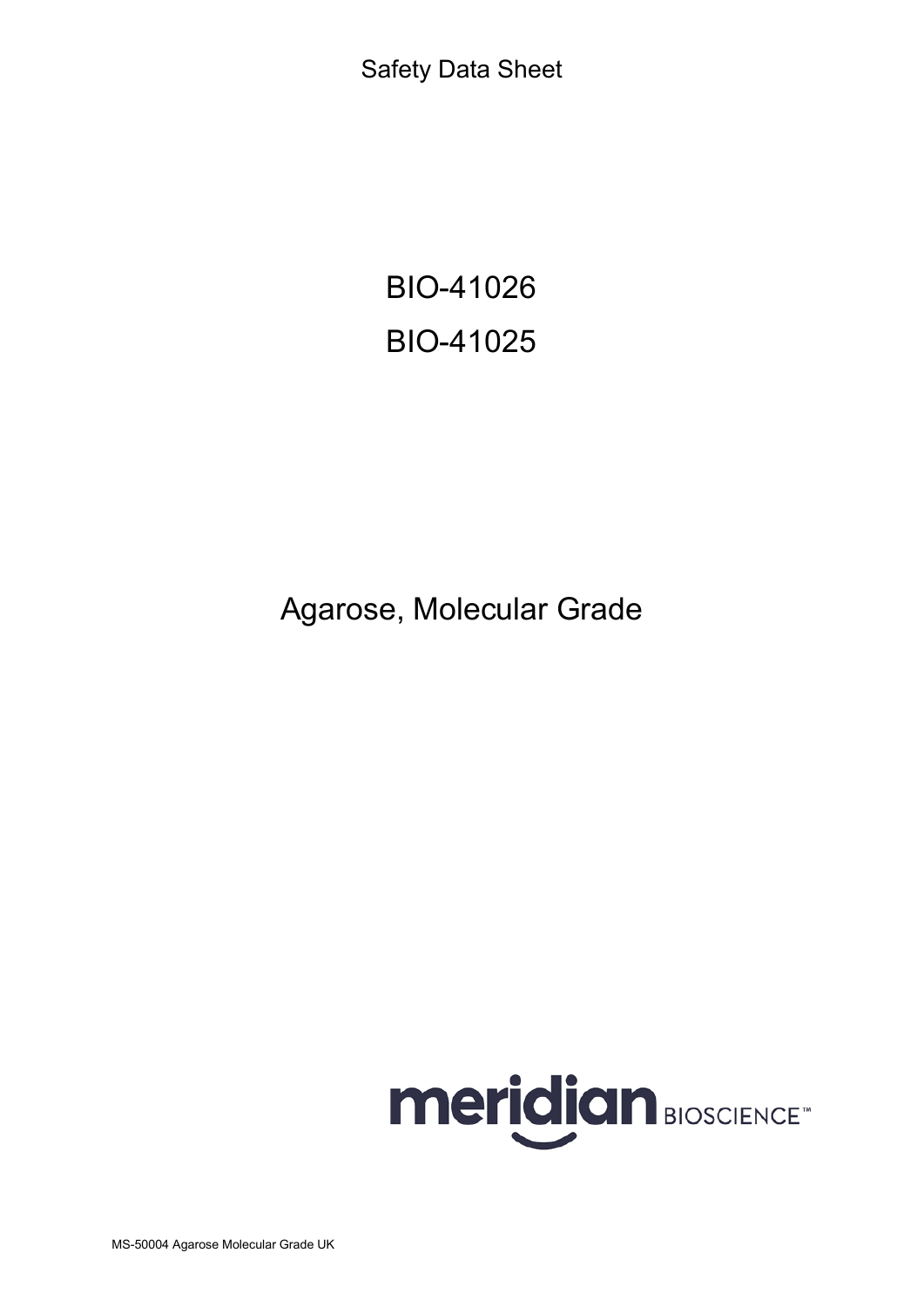Safety Data Sheet

# BIO-41026

# BIO-41025

# Agarose, Molecular Grade

meridian BIOSCIENCE™

MS-50004 Agarose Molecular Grade UK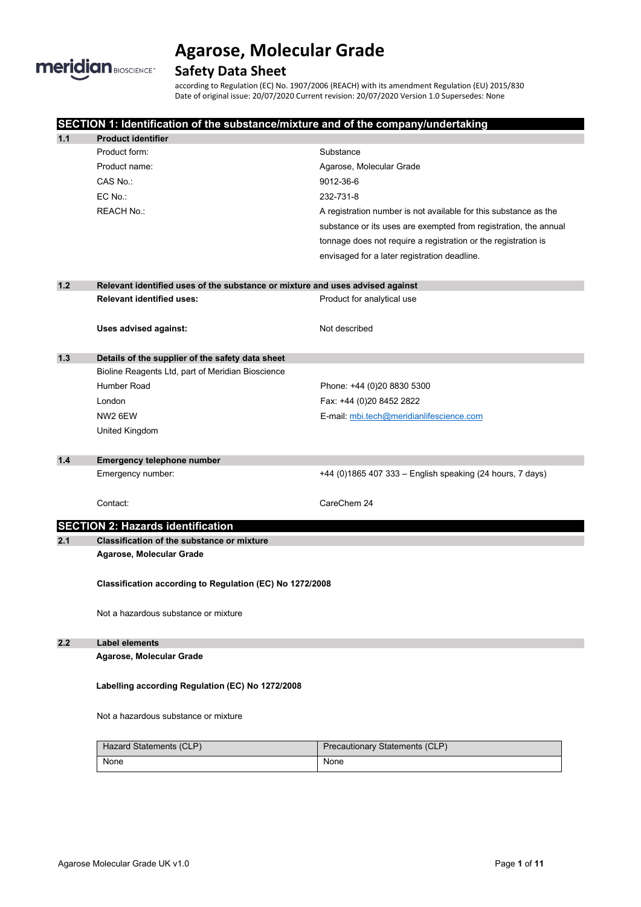# Agarose, Molecular Grade

## Safety Data Sheet

according to Regulation (EC) No. 1907/2006 (REACH) with its amendment Regulation (EU) 2015/830
Date of original issue: 20/07/2020 Current revision: 20/07/2020 Version 1.0 Supersedes: None

## SECTION 1: Identification of the substance/mixture and of the company/undertaking

### 1.1 Product identifier

| | |
|---|---|
| Product form: | Substance |
| Product name: | Agarose, Molecular Grade |
| CAS No.: | 9012-36-6 |
| EC No.: | 232-731-8 |
| REACH No.: | A registration number is not available for this substance as the substance or its uses are exempted from registration, the annual tonnage does not require a registration or the registration is envisaged for a later registration deadline. |

### 1.2 Relevant identified uses of the substance or mixture and uses advised against

**Relevant identified uses:** Product for analytical use

**Uses advised against:** Not described

### 1.3 Details of the supplier of the safety data sheet

Bioline Reagents Ltd, part of Meridian Bioscience
Humber Road
London
NW2 6EW
United Kingdom

Phone: +44 (0)20 8830 5300
Fax: +44 (0)20 8452 2822
E-mail: mbi.tech@meridianlifescience.com

### 1.4 Emergency telephone number

Emergency number: +44 (0)1865 407 333 – English speaking (24 hours, 7 days)

Contact: CareChem 24

## SECTION 2: Hazards identification

### 2.1 Classification of the substance or mixture

**Agarose, Molecular Grade**

**Classification according to Regulation (EC) No 1272/2008**

Not a hazardous substance or mixture

### 2.2 Label elements

**Agarose, Molecular Grade**

**Labelling according Regulation (EC) No 1272/2008**

Not a hazardous substance or mixture

| Hazard Statements (CLP) | Precautionary Statements (CLP) |
|---|---|
| None | None |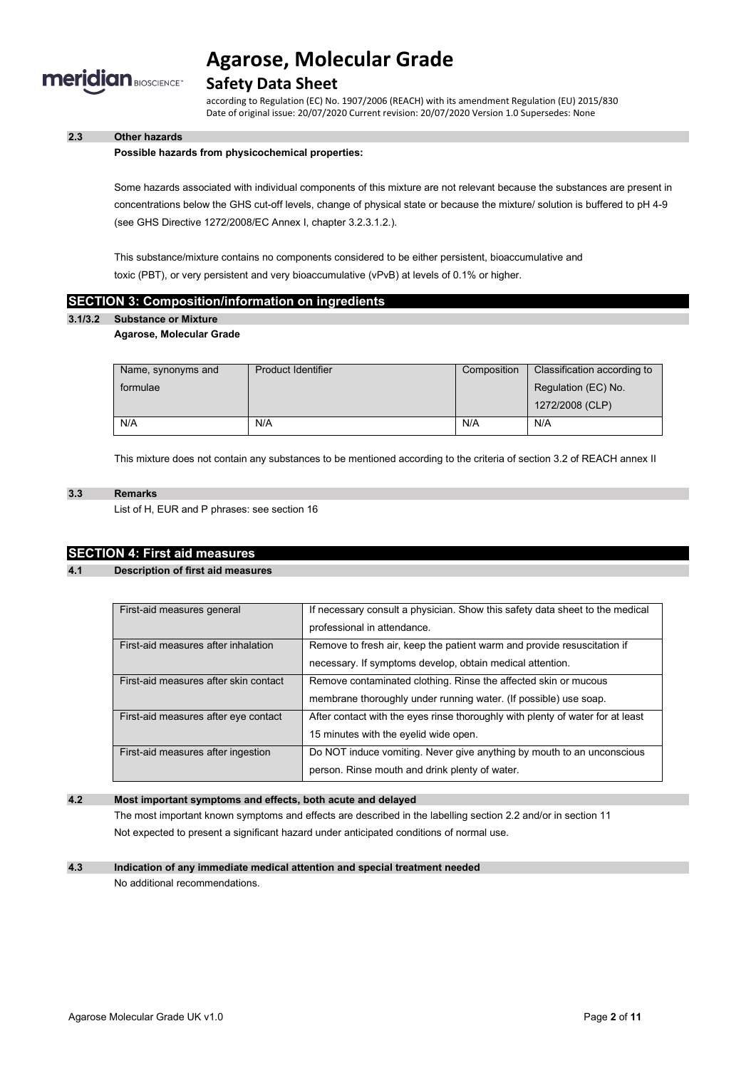### 2.3 Other hazards

**Possible hazards from physicochemical properties:**

Some hazards associated with individual components of this mixture are not relevant because the substances are present in concentrations below the GHS cut-off levels, change of physical state or because the mixture/ solution is buffered to pH 4-9 (see GHS Directive 1272/2008/EC Annex I, chapter 3.2.3.1.2.).

This substance/mixture contains no components considered to be either persistent, bioaccumulative and toxic (PBT), or very persistent and very bioaccumulative (vPvB) at levels of 0.1% or higher.

## SECTION 3: Composition/information on ingredients

### 3.1/3.2 Substance or Mixture

**Agarose, Molecular Grade**

| Name, synonyms and formulae | Product Identifier | Composition | Classification according to Regulation (EC) No. 1272/2008 (CLP) |
|---|---|---|---|
| N/A | N/A | N/A | N/A |

This mixture does not contain any substances to be mentioned according to the criteria of section 3.2 of REACH annex II

### 3.3 Remarks

List of H, EUR and P phrases: see section 16

## SECTION 4: First aid measures

### 4.1 Description of first aid measures

| First-aid measures general | If necessary consult a physician. Show this safety data sheet to the medical professional in attendance. |
|---|---|
| First-aid measures after inhalation | Remove to fresh air, keep the patient warm and provide resuscitation if necessary. If symptoms develop, obtain medical attention. |
| First-aid measures after skin contact | Remove contaminated clothing. Rinse the affected skin or mucous membrane thoroughly under running water. (If possible) use soap. |
| First-aid measures after eye contact | After contact with the eyes rinse thoroughly with plenty of water for at least 15 minutes with the eyelid wide open. |
| First-aid measures after ingestion | Do NOT induce vomiting. Never give anything by mouth to an unconscious person. Rinse mouth and drink plenty of water. |

### 4.2 Most important symptoms and effects, both acute and delayed

The most important known symptoms and effects are described in the labelling section 2.2 and/or in section 11

Not expected to present a significant hazard under anticipated conditions of normal use.

### 4.3 Indication of any immediate medical attention and special treatment needed

No additional recommendations.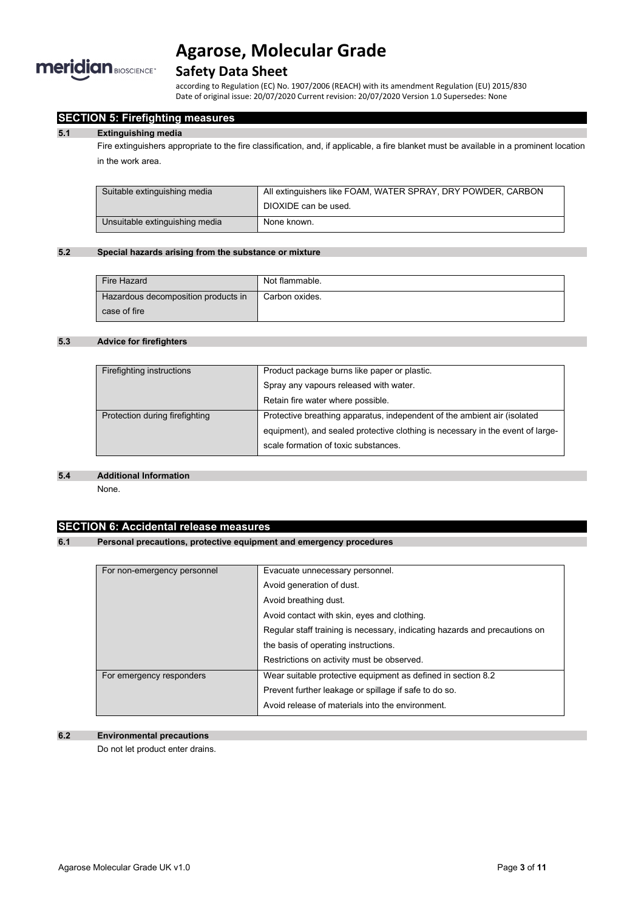## SECTION 5: Firefighting measures

### 5.1 Extinguishing media

Fire extinguishers appropriate to the fire classification, and, if applicable, a fire blanket must be available in a prominent location in the work area.

| | |
|---|---|
| Suitable extinguishing media | All extinguishers like FOAM, WATER SPRAY, DRY POWDER, CARBON DIOXIDE can be used. |
| Unsuitable extinguishing media | None known. |

### 5.2 Special hazards arising from the substance or mixture

| | |
|---|---|
| Fire Hazard | Not flammable. |
| Hazardous decomposition products in case of fire | Carbon oxides. |

### 5.3 Advice for firefighters

| | |
|---|---|
| Firefighting instructions | Product package burns like paper or plastic.<br>Spray any vapours released with water.<br>Retain fire water where possible. |
| Protection during firefighting | Protective breathing apparatus, independent of the ambient air (isolated equipment), and sealed protective clothing is necessary in the event of large-scale formation of toxic substances. |

### 5.4 Additional Information

None.

## SECTION 6: Accidental release measures

### 6.1 Personal precautions, protective equipment and emergency procedures

| | |
|---|---|
| For non-emergency personnel | Evacuate unnecessary personnel.<br>Avoid generation of dust.<br>Avoid breathing dust.<br>Avoid contact with skin, eyes and clothing.<br>Regular staff training is necessary, indicating hazards and precautions on the basis of operating instructions.<br>Restrictions on activity must be observed. |
| For emergency responders | Wear suitable protective equipment as defined in section 8.2<br>Prevent further leakage or spillage if safe to do so.<br>Avoid release of materials into the environment. |

### 6.2 Environmental precautions

Do not let product enter drains.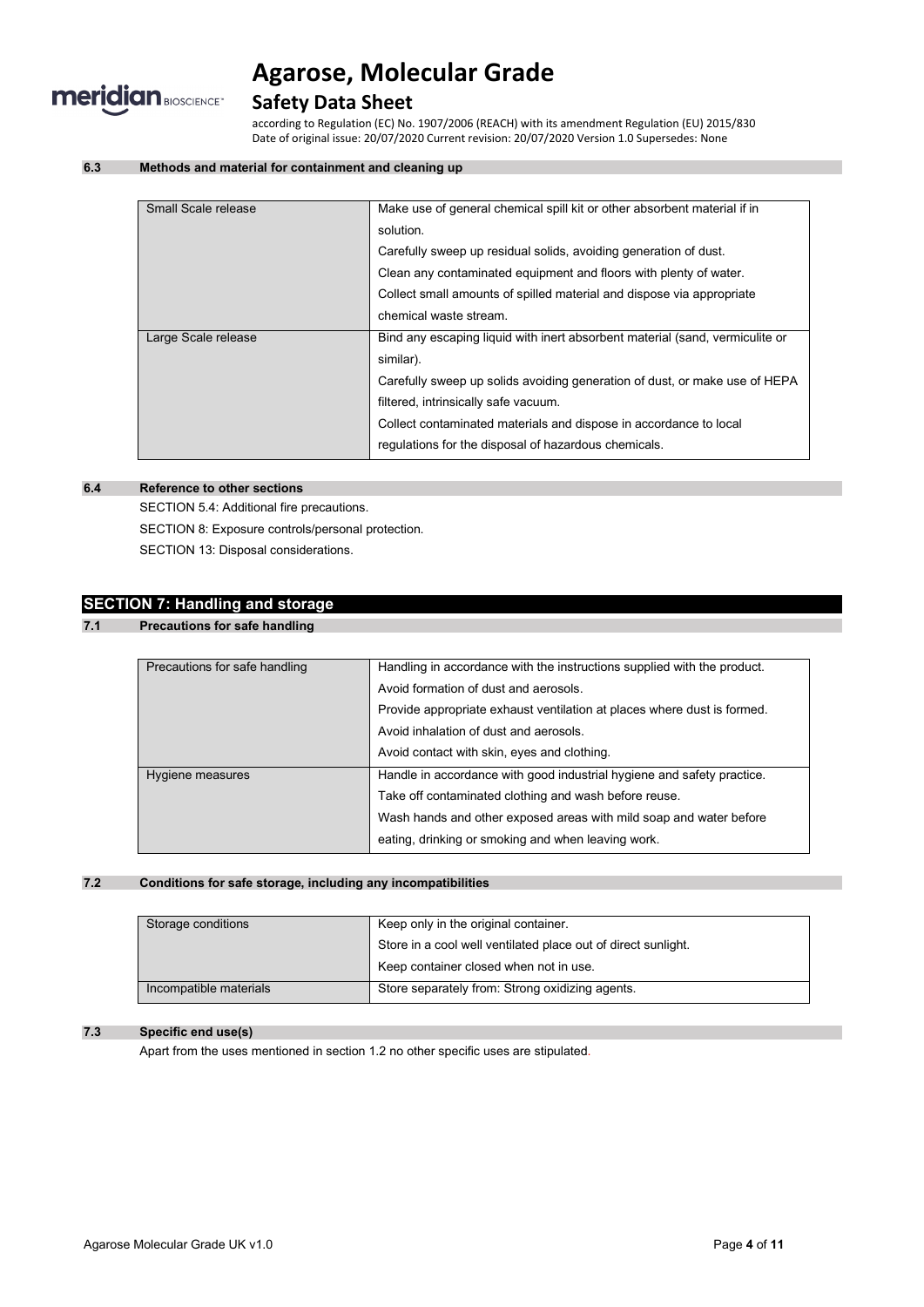### 6.3 Methods and material for containment and cleaning up

| | |
|---|---|
| Small Scale release | Make use of general chemical spill kit or other absorbent material if in solution.<br>Carefully sweep up residual solids, avoiding generation of dust.<br>Clean any contaminated equipment and floors with plenty of water.<br>Collect small amounts of spilled material and dispose via appropriate chemical waste stream. |
| Large Scale release | Bind any escaping liquid with inert absorbent material (sand, vermiculite or similar).<br>Carefully sweep up solids avoiding generation of dust, or make use of HEPA filtered, intrinsically safe vacuum.<br>Collect contaminated materials and dispose in accordance to local regulations for the disposal of hazardous chemicals. |

### 6.4 Reference to other sections

SECTION 5.4: Additional fire precautions.

SECTION 8: Exposure controls/personal protection.

SECTION 13: Disposal considerations.

## SECTION 7: Handling and storage

### 7.1 Precautions for safe handling

| | |
|---|---|
| Precautions for safe handling | Handling in accordance with the instructions supplied with the product.<br>Avoid formation of dust and aerosols.<br>Provide appropriate exhaust ventilation at places where dust is formed.<br>Avoid inhalation of dust and aerosols.<br>Avoid contact with skin, eyes and clothing. |
| Hygiene measures | Handle in accordance with good industrial hygiene and safety practice.<br>Take off contaminated clothing and wash before reuse.<br>Wash hands and other exposed areas with mild soap and water before eating, drinking or smoking and when leaving work. |

### 7.2 Conditions for safe storage, including any incompatibilities

| | |
|---|---|
| Storage conditions | Keep only in the original container.<br>Store in a cool well ventilated place out of direct sunlight.<br>Keep container closed when not in use. |
| Incompatible materials | Store separately from: Strong oxidizing agents. |

### 7.3 Specific end use(s)

Apart from the uses mentioned in section 1.2 no other specific uses are stipulated.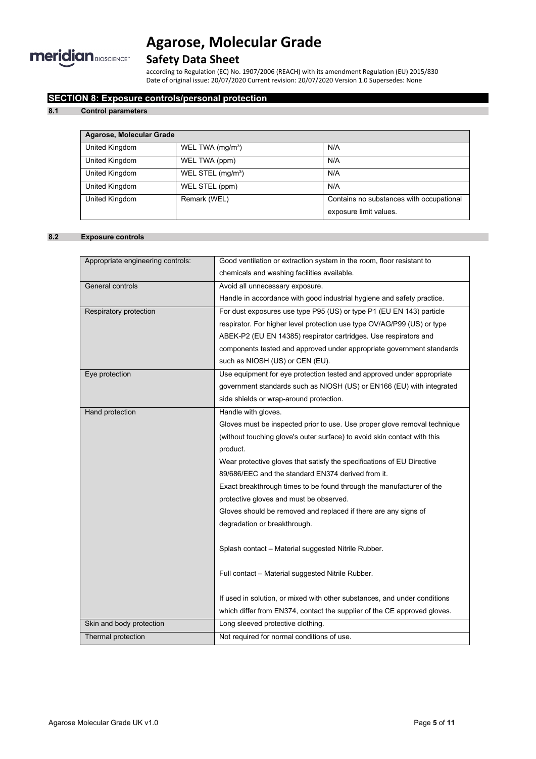## SECTION 8: Exposure controls/personal protection

### 8.1 Control parameters

| Agarose, Molecular Grade | | |
|---|---|---|
| United Kingdom | WEL TWA (mg/m³) | N/A |
| United Kingdom | WEL TWA (ppm) | N/A |
| United Kingdom | WEL STEL (mg/m³) | N/A |
| United Kingdom | WEL STEL (ppm) | N/A |
| United Kingdom | Remark (WEL) | Contains no substances with occupational exposure limit values. |

### 8.2 Exposure controls

| | |
|---|---|
| Appropriate engineering controls: | Good ventilation or extraction system in the room, floor resistant to chemicals and washing facilities available. |
| General controls | Avoid all unnecessary exposure.<br>Handle in accordance with good industrial hygiene and safety practice. |
| Respiratory protection | For dust exposures use type P95 (US) or type P1 (EU EN 143) particle respirator. For higher level protection use type OV/AG/P99 (US) or type ABEK-P2 (EU EN 14385) respirator cartridges. Use respirators and components tested and approved under appropriate government standards such as NIOSH (US) or CEN (EU). |
| Eye protection | Use equipment for eye protection tested and approved under appropriate government standards such as NIOSH (US) or EN166 (EU) with integrated side shields or wrap-around protection. |
| Hand protection | Handle with gloves.<br>Gloves must be inspected prior to use. Use proper glove removal technique (without touching glove's outer surface) to avoid skin contact with this product.<br>Wear protective gloves that satisfy the specifications of EU Directive 89/686/EEC and the standard EN374 derived from it.<br>Exact breakthrough times to be found through the manufacturer of the protective gloves and must be observed.<br>Gloves should be removed and replaced if there are any signs of degradation or breakthrough.<br><br>Splash contact – Material suggested Nitrile Rubber.<br><br>Full contact – Material suggested Nitrile Rubber.<br><br>If used in solution, or mixed with other substances, and under conditions which differ from EN374, contact the supplier of the CE approved gloves. |
| Skin and body protection | Long sleeved protective clothing. |
| Thermal protection | Not required for normal conditions of use. |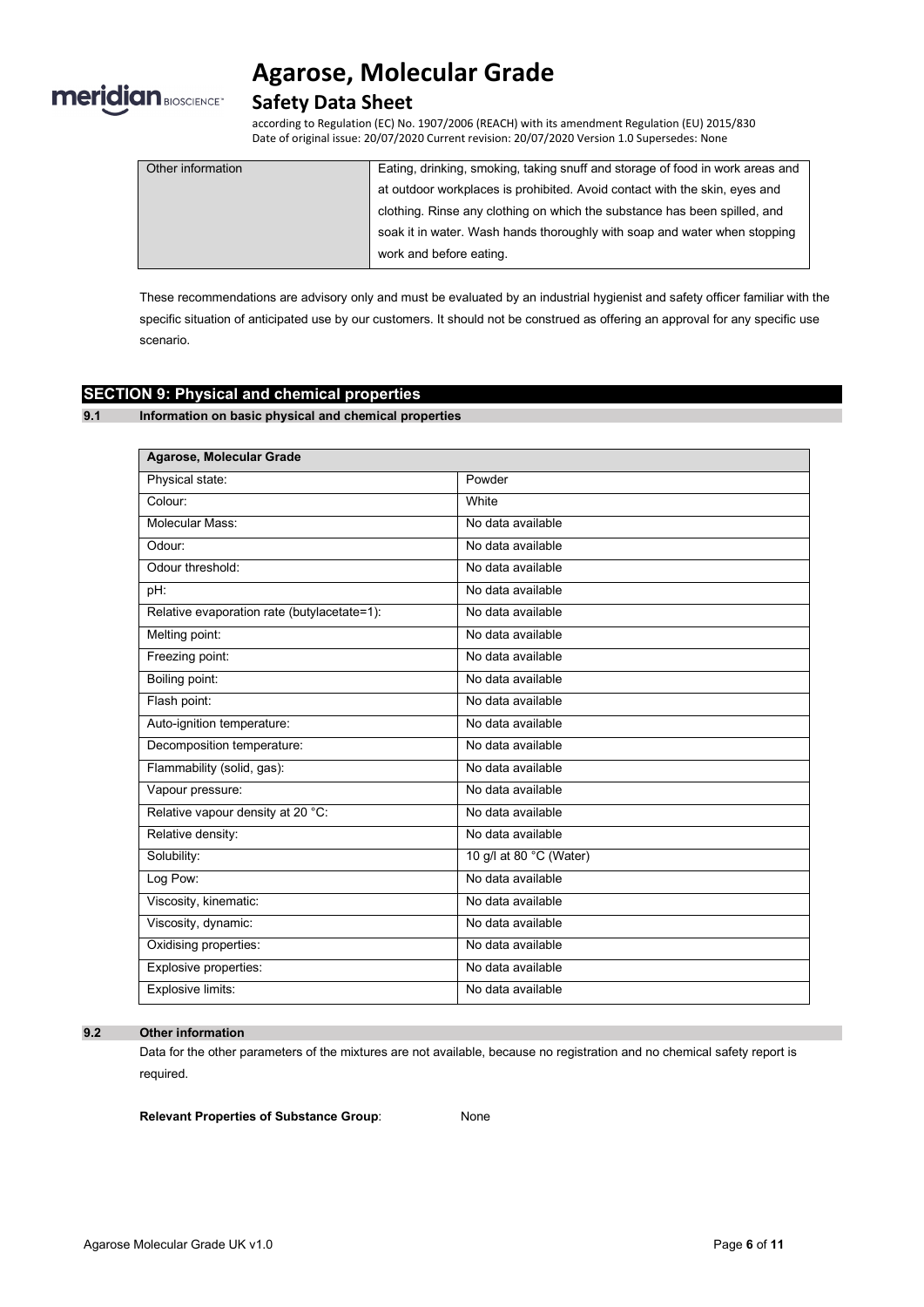| Other information | Eating, drinking, smoking, taking snuff and storage of food in work areas and at outdoor workplaces is prohibited. Avoid contact with the skin, eyes and clothing. Rinse any clothing on which the substance has been spilled, and soak it in water. Wash hands thoroughly with soap and water when stopping work and before eating. |
|---|---|

These recommendations are advisory only and must be evaluated by an industrial hygienist and safety officer familiar with the specific situation of anticipated use by our customers. It should not be construed as offering an approval for any specific use scenario.

## SECTION 9: Physical and chemical properties

### 9.1 Information on basic physical and chemical properties

| Agarose, Molecular Grade | |
|---|---|
| Physical state: | Powder |
| Colour: | White |
| Molecular Mass: | No data available |
| Odour: | No data available |
| Odour threshold: | No data available |
| pH: | No data available |
| Relative evaporation rate (butylacetate=1): | No data available |
| Melting point: | No data available |
| Freezing point: | No data available |
| Boiling point: | No data available |
| Flash point: | No data available |
| Auto-ignition temperature: | No data available |
| Decomposition temperature: | No data available |
| Flammability (solid, gas): | No data available |
| Vapour pressure: | No data available |
| Relative vapour density at 20 °C: | No data available |
| Relative density: | No data available |
| Solubility: | 10 g/l at 80 °C (Water) |
| Log Pow: | No data available |
| Viscosity, kinematic: | No data available |
| Viscosity, dynamic: | No data available |
| Oxidising properties: | No data available |
| Explosive properties: | No data available |
| Explosive limits: | No data available |

### 9.2 Other information

Data for the other parameters of the mixtures are not available, because no registration and no chemical safety report is required.

**Relevant Properties of Substance Group**: None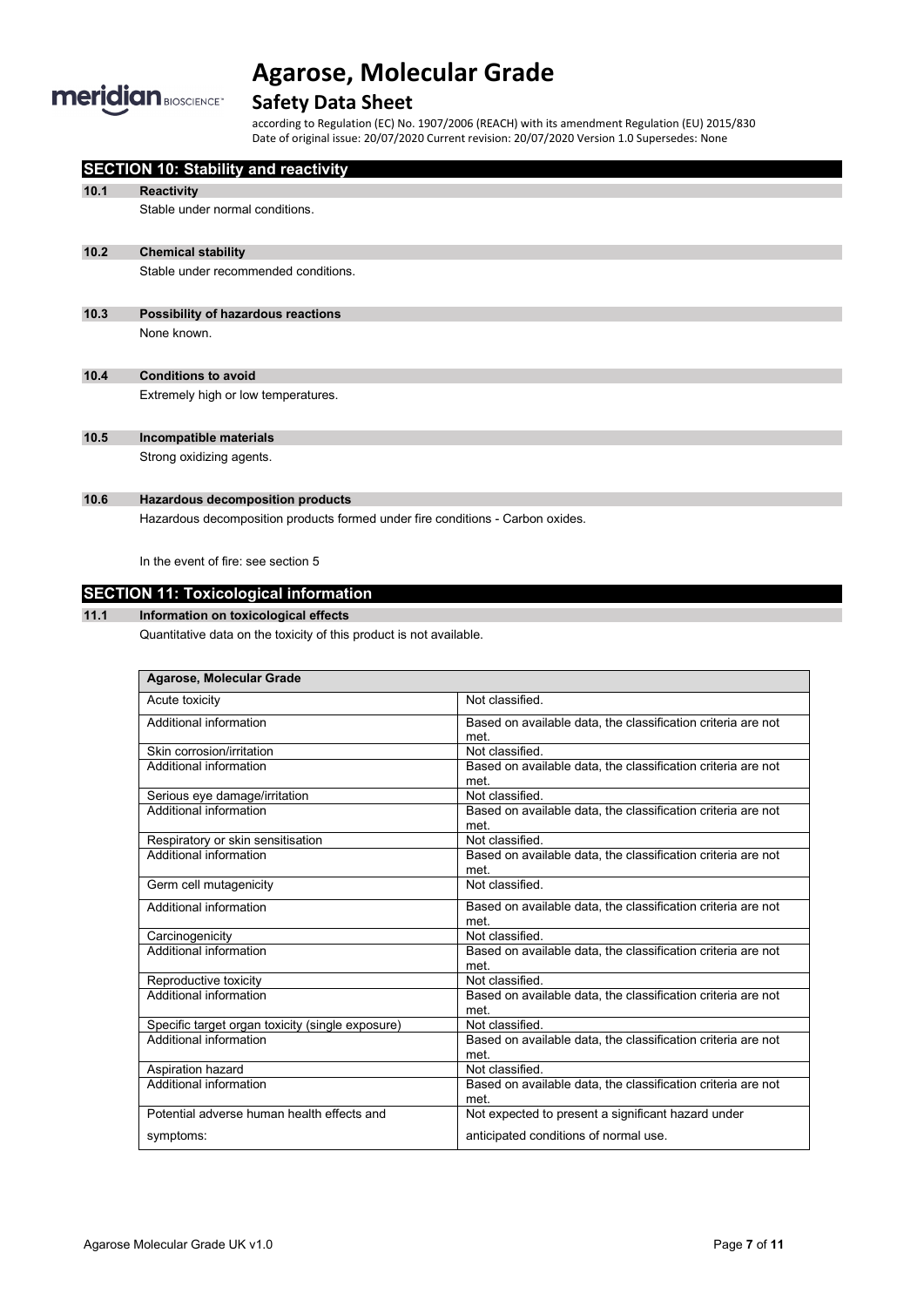## SECTION 10: Stability and reactivity

### 10.1 Reactivity

Stable under normal conditions.

### 10.2 Chemical stability

Stable under recommended conditions.

### 10.3 Possibility of hazardous reactions

None known.

### 10.4 Conditions to avoid

Extremely high or low temperatures.

### 10.5 Incompatible materials

Strong oxidizing agents.

### 10.6 Hazardous decomposition products

Hazardous decomposition products formed under fire conditions - Carbon oxides.

In the event of fire: see section 5

## SECTION 11: Toxicological information

### 11.1 Information on toxicological effects

Quantitative data on the toxicity of this product is not available.

| Agarose, Molecular Grade | |
|---|---|
| Acute toxicity | Not classified. |
| Additional information | Based on available data, the classification criteria are not met. |
| Skin corrosion/irritation | Not classified. |
| Additional information | Based on available data, the classification criteria are not met. |
| Serious eye damage/irritation | Not classified. |
| Additional information | Based on available data, the classification criteria are not met. |
| Respiratory or skin sensitisation | Not classified. |
| Additional information | Based on available data, the classification criteria are not met. |
| Germ cell mutagenicity | Not classified. |
| Additional information | Based on available data, the classification criteria are not met. |
| Carcinogenicity | Not classified. |
| Additional information | Based on available data, the classification criteria are not met. |
| Reproductive toxicity | Not classified. |
| Additional information | Based on available data, the classification criteria are not met. |
| Specific target organ toxicity (single exposure) | Not classified. |
| Additional information | Based on available data, the classification criteria are not met. |
| Aspiration hazard | Not classified. |
| Additional information | Based on available data, the classification criteria are not met. |
| Potential adverse human health effects and symptoms: | Not expected to present a significant hazard under anticipated conditions of normal use. |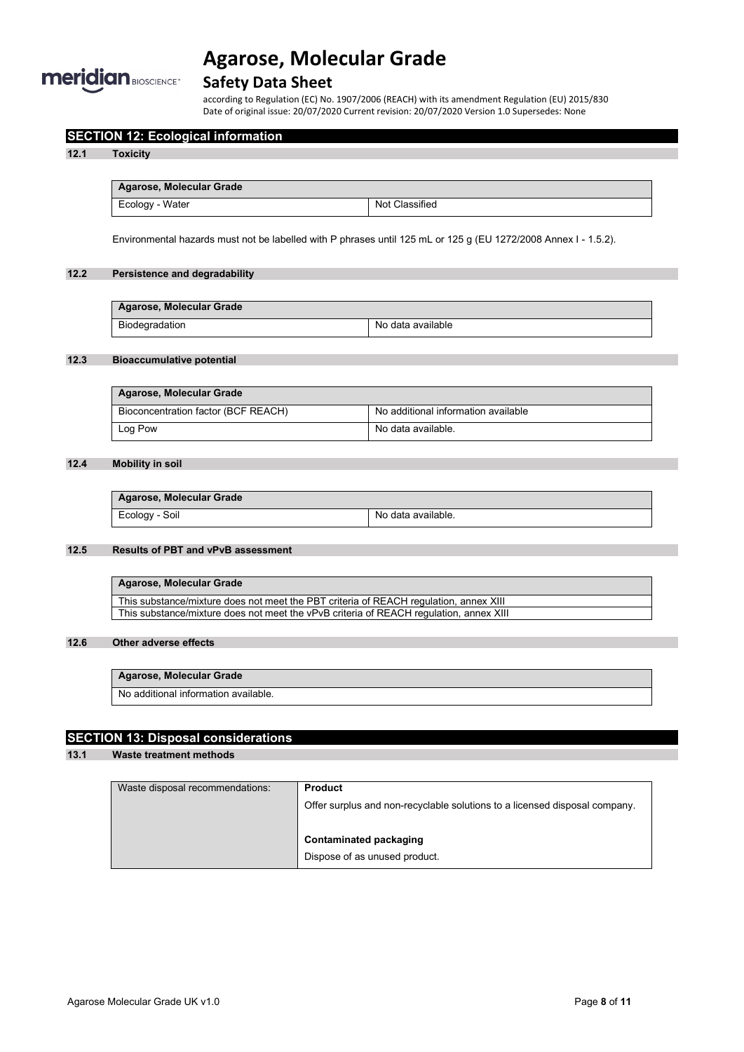## SECTION 12: Ecological information

### 12.1 Toxicity

| Agarose, Molecular Grade | |
|---|---|
| Ecology - Water | Not Classified |

Environmental hazards must not be labelled with P phrases until 125 mL or 125 g (EU 1272/2008 Annex I - 1.5.2).

### 12.2 Persistence and degradability

| Agarose, Molecular Grade | |
|---|---|
| Biodegradation | No data available |

### 12.3 Bioaccumulative potential

| Agarose, Molecular Grade | |
|---|---|
| Bioconcentration factor (BCF REACH) | No additional information available |
| Log Pow | No data available. |

### 12.4 Mobility in soil

| Agarose, Molecular Grade | |
|---|---|
| Ecology - Soil | No data available. |

### 12.5 Results of PBT and vPvB assessment

| Agarose, Molecular Grade |
|---|
| This substance/mixture does not meet the PBT criteria of REACH regulation, annex XIII |
| This substance/mixture does not meet the vPvB criteria of REACH regulation, annex XIII |

### 12.6 Other adverse effects

| Agarose, Molecular Grade |
|---|
| No additional information available. |

## SECTION 13: Disposal considerations

### 13.1 Waste treatment methods

| Waste disposal recommendations: | **Product**<br>Offer surplus and non-recyclable solutions to a licensed disposal company.<br><br>**Contaminated packaging**<br>Dispose of as unused product. |
|---|---|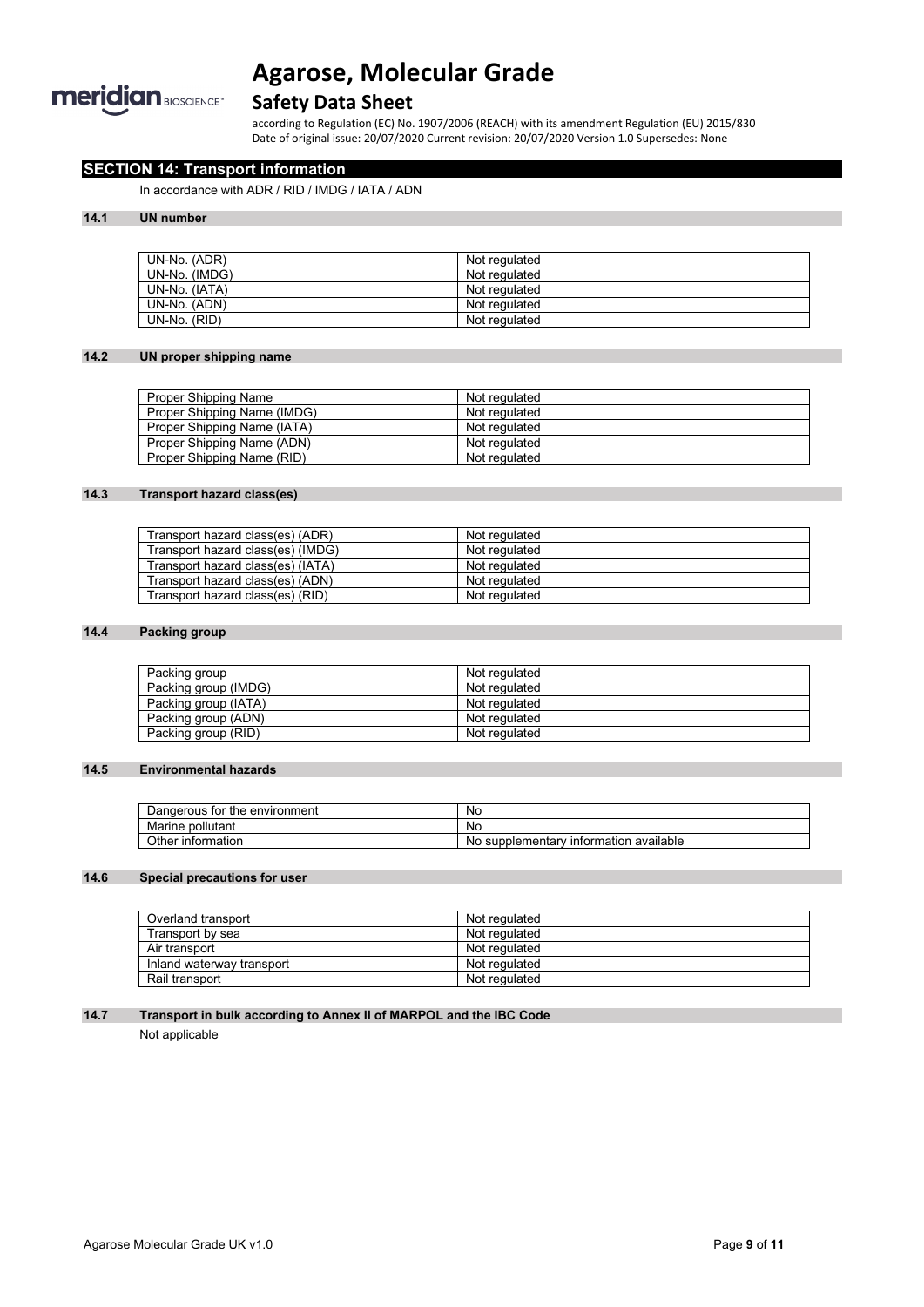## SECTION 14: Transport information

In accordance with ADR / RID / IMDG / IATA / ADN

### 14.1 UN number

| | |
|---|---|
| UN-No. (ADR) | Not regulated |
| UN-No. (IMDG) | Not regulated |
| UN-No. (IATA) | Not regulated |
| UN-No. (ADN) | Not regulated |
| UN-No. (RID) | Not regulated |

### 14.2 UN proper shipping name

| | |
|---|---|
| Proper Shipping Name | Not regulated |
| Proper Shipping Name (IMDG) | Not regulated |
| Proper Shipping Name (IATA) | Not regulated |
| Proper Shipping Name (ADN) | Not regulated |
| Proper Shipping Name (RID) | Not regulated |

### 14.3 Transport hazard class(es)

| | |
|---|---|
| Transport hazard class(es) (ADR) | Not regulated |
| Transport hazard class(es) (IMDG) | Not regulated |
| Transport hazard class(es) (IATA) | Not regulated |
| Transport hazard class(es) (ADN) | Not regulated |
| Transport hazard class(es) (RID) | Not regulated |

### 14.4 Packing group

| | |
|---|---|
| Packing group | Not regulated |
| Packing group (IMDG) | Not regulated |
| Packing group (IATA) | Not regulated |
| Packing group (ADN) | Not regulated |
| Packing group (RID) | Not regulated |

### 14.5 Environmental hazards

| | |
|---|---|
| Dangerous for the environment | No |
| Marine pollutant | No |
| Other information | No supplementary information available |

### 14.6 Special precautions for user

| | |
|---|---|
| Overland transport | Not regulated |
| Transport by sea | Not regulated |
| Air transport | Not regulated |
| Inland waterway transport | Not regulated |
| Rail transport | Not regulated |

### 14.7 Transport in bulk according to Annex II of MARPOL and the IBC Code

Not applicable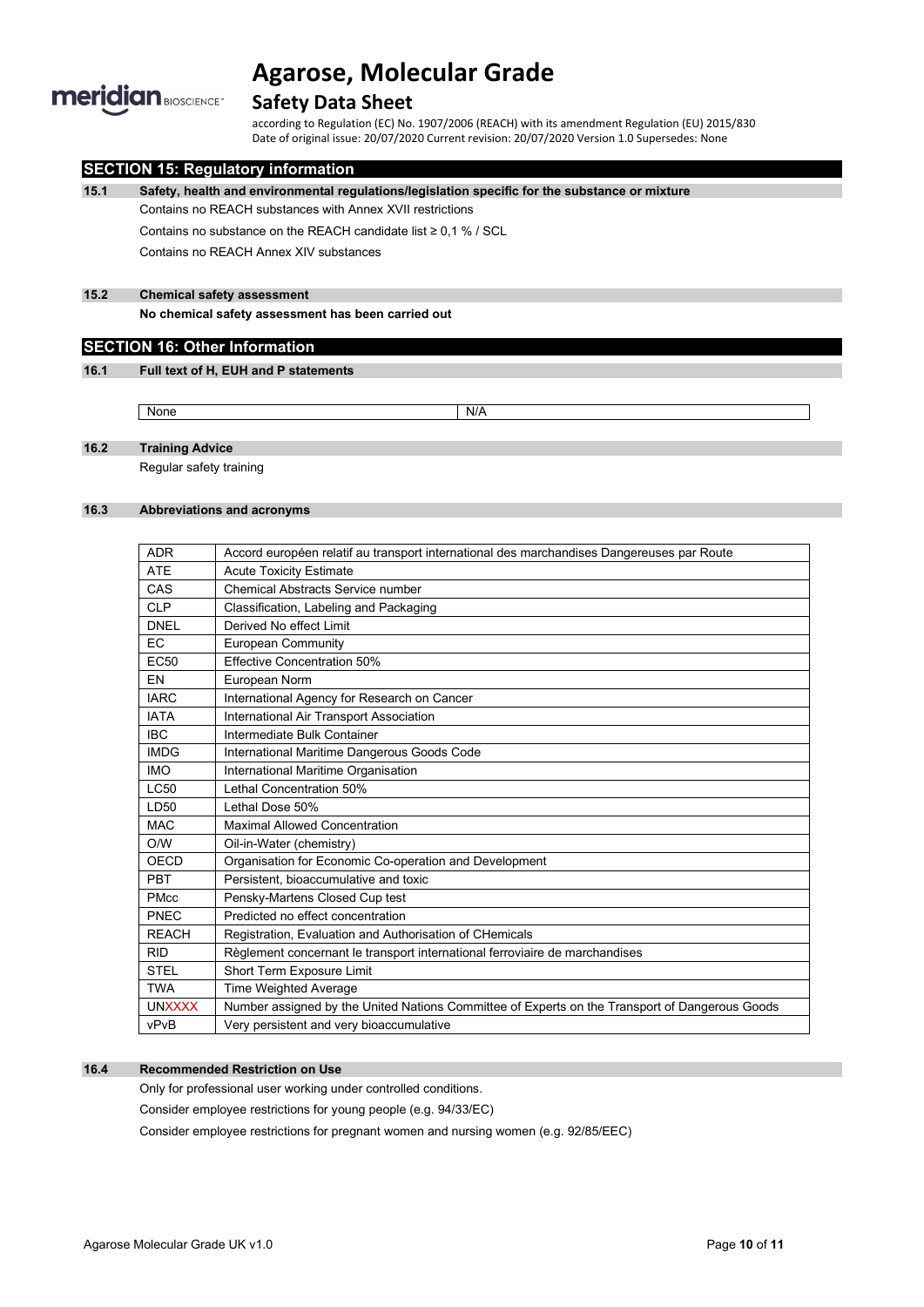## SECTION 15: Regulatory information

### 15.1 Safety, health and environmental regulations/legislation specific for the substance or mixture

Contains no REACH substances with Annex XVII restrictions

Contains no substance on the REACH candidate list ≥ 0,1 % / SCL

Contains no REACH Annex XIV substances

### 15.2 Chemical safety assessment

**No chemical safety assessment has been carried out**

## SECTION 16: Other Information

### 16.1 Full text of H, EUH and P statements

| None | N/A |
|---|---|

### 16.2 Training Advice

Regular safety training

### 16.3 Abbreviations and acronyms

| ADR | Accord européen relatif au transport international des marchandises Dangereuses par Route |
|---|---|
| ATE | Acute Toxicity Estimate |
| CAS | Chemical Abstracts Service number |
| CLP | Classification, Labeling and Packaging |
| DNEL | Derived No effect Limit |
| EC | European Community |
| EC50 | Effective Concentration 50% |
| EN | European Norm |
| IARC | International Agency for Research on Cancer |
| IATA | International Air Transport Association |
| IBC | Intermediate Bulk Container |
| IMDG | International Maritime Dangerous Goods Code |
| IMO | International Maritime Organisation |
| LC50 | Lethal Concentration 50% |
| LD50 | Lethal Dose 50% |
| MAC | Maximal Allowed Concentration |
| O/W | Oil-in-Water (chemistry) |
| OECD | Organisation for Economic Co-operation and Development |
| PBT | Persistent, bioaccumulative and toxic |
| PMcc | Pensky-Martens Closed Cup test |
| PNEC | Predicted no effect concentration |
| REACH | Registration, Evaluation and Authorisation of CHemicals |
| RID | Règlement concernant le transport international ferroviaire de marchandises |
| STEL | Short Term Exposure Limit |
| TWA | Time Weighted Average |
| UNXXXX | Number assigned by the United Nations Committee of Experts on the Transport of Dangerous Goods |
| vPvB | Very persistent and very bioaccumulative |

### 16.4 Recommended Restriction on Use

Only for professional user working under controlled conditions.

Consider employee restrictions for young people (e.g. 94/33/EC)

Consider employee restrictions for pregnant women and nursing women (e.g. 92/85/EEC)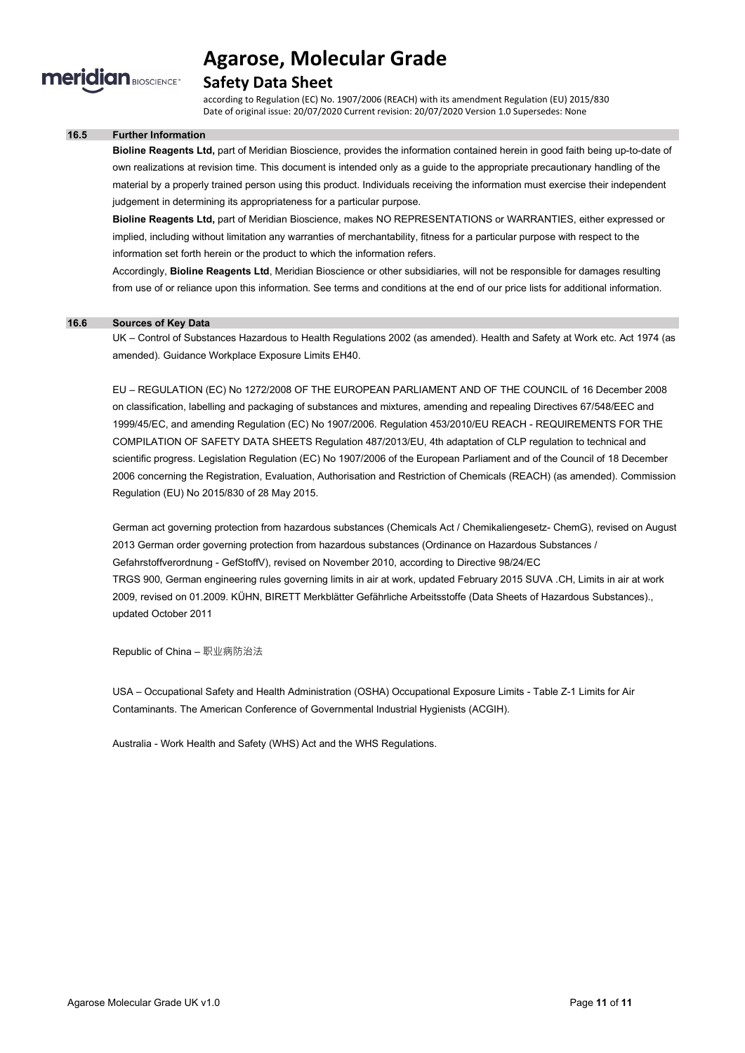### 16.5 Further Information

**Bioline Reagents Ltd,** part of Meridian Bioscience, provides the information contained herein in good faith being up-to-date of own realizations at revision time. This document is intended only as a guide to the appropriate precautionary handling of the material by a properly trained person using this product. Individuals receiving the information must exercise their independent judgement in determining its appropriateness for a particular purpose.

**Bioline Reagents Ltd,** part of Meridian Bioscience, makes NO REPRESENTATIONS or WARRANTIES, either expressed or implied, including without limitation any warranties of merchantability, fitness for a particular purpose with respect to the information set forth herein or the product to which the information refers.

Accordingly, **Bioline Reagents Ltd**, Meridian Bioscience or other subsidiaries, will not be responsible for damages resulting from use of or reliance upon this information. See terms and conditions at the end of our price lists for additional information.

### 16.6 Sources of Key Data

UK – Control of Substances Hazardous to Health Regulations 2002 (as amended). Health and Safety at Work etc. Act 1974 (as amended). Guidance Workplace Exposure Limits EH40.

EU – REGULATION (EC) No 1272/2008 OF THE EUROPEAN PARLIAMENT AND OF THE COUNCIL of 16 December 2008 on classification, labelling and packaging of substances and mixtures, amending and repealing Directives 67/548/EEC and 1999/45/EC, and amending Regulation (EC) No 1907/2006. Regulation 453/2010/EU REACH - REQUIREMENTS FOR THE COMPILATION OF SAFETY DATA SHEETS Regulation 487/2013/EU, 4th adaptation of CLP regulation to technical and scientific progress. Legislation Regulation (EC) No 1907/2006 of the European Parliament and of the Council of 18 December 2006 concerning the Registration, Evaluation, Authorisation and Restriction of Chemicals (REACH) (as amended). Commission Regulation (EU) No 2015/830 of 28 May 2015.

German act governing protection from hazardous substances (Chemicals Act / Chemikaliengesetz- ChemG), revised on August 2013 German order governing protection from hazardous substances (Ordinance on Hazardous Substances / Gefahrstoffverordnung - GefStoffV), revised on November 2010, according to Directive 98/24/EC
TRGS 900, German engineering rules governing limits in air at work, updated February 2015 SUVA .CH, Limits in air at work 2009, revised on 01.2009. KÜHN, BIRETT Merkblätter Gefährliche Arbeitsstoffe (Data Sheets of Hazardous Substances)., updated October 2011

Republic of China – 职业病防治法

USA – Occupational Safety and Health Administration (OSHA) Occupational Exposure Limits - Table Z-1 Limits for Air Contaminants. The American Conference of Governmental Industrial Hygienists (ACGIH).

Australia - Work Health and Safety (WHS) Act and the WHS Regulations.